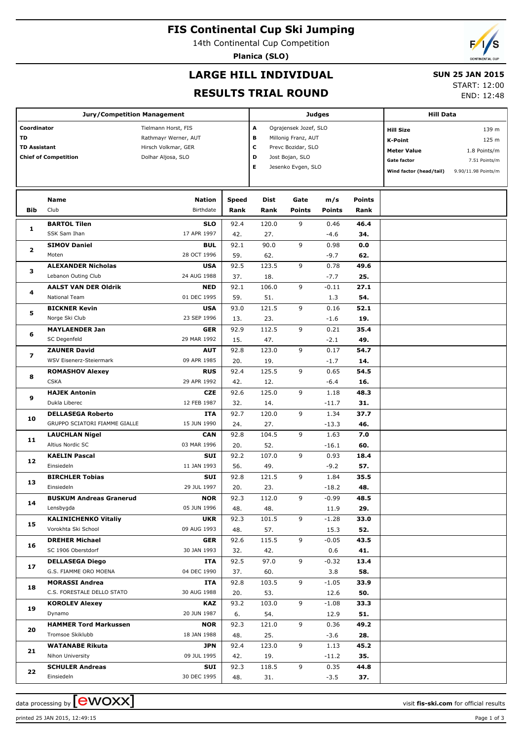# FIS Continental Cup Ski Jumping

14th Continental Cup Competition

**Planica (SLO)**

## LARGE HILL INDIVIDUAL

## RESULTS TRIAL ROUND

**SUN 25 JAN 2015**

START: 12:00

END: 12:48

| Jury/Competition Management | | Judges | | Hill Data | |
|---|---|---|---|---|---|
| Coordinator | Tielmann Horst, FIS | A | Ograjensek Jozef, SLO | Hill Size | 139 m |
| TD | Rathmayr Werner, AUT | B | Millonig Franz, AUT | K-Point | 125 m |
| TD Assistant | Hirsch Volkmar, GER | C | Prevc Bozidar, SLO | Meter Value | 1.8 Points/m |
| Chief of Competition | Dolhar Aljosa, SLO | D | Jost Bojan, SLO | Gate factor | 7.51 Points/m |
| | | E | Jesenko Evgen, SLO | Wind factor (head/tail) | 9.90/11.98 Points/m |

| Bib | Name / Club | Nation / Birthdate | Speed / Rank | Dist / Rank | Gate / Points | m/s / Points | Points / Rank |
|---|---|---|---|---|---|---|---|
| 1 | **BARTOL Tilen** | **SLO** | 92.4 | 120.0 | 9 | 0.46 | **46.4** |
| | SSK Sam Ihan | 17 APR 1997 | 42. | 27. | | -4.6 | **34.** |
| 2 | **SIMOV Daniel** | **BUL** | 92.1 | 90.0 | 9 | 0.98 | **0.0** |
| | Moten | 28 OCT 1996 | 59. | 62. | | -9.7 | **62.** |
| 3 | **ALEXANDER Nicholas** | **USA** | 92.5 | 123.5 | 9 | 0.78 | **49.6** |
| | Lebanon Outing Club | 24 AUG 1988 | 37. | 18. | | -7.7 | **25.** |
| 4 | **AALST VAN DER Oldrik** | **NED** | 92.1 | 106.0 | 9 | -0.11 | **27.1** |
| | National Team | 01 DEC 1995 | 59. | 51. | | 1.3 | **54.** |
| 5 | **BICKNER Kevin** | **USA** | 93.0 | 121.5 | 9 | 0.16 | **52.1** |
| | Norge Ski Club | 23 SEP 1996 | 13. | 23. | | -1.6 | **19.** |
| 6 | **MAYLAENDER Jan** | **GER** | 92.9 | 112.5 | 9 | 0.21 | **35.4** |
| | SC Degenfeld | 29 MAR 1992 | 15. | 47. | | -2.1 | **49.** |
| 7 | **ZAUNER David** | **AUT** | 92.8 | 123.0 | 9 | 0.17 | **54.7** |
| | WSV Eisenerz-Steiermark | 09 APR 1985 | 20. | 19. | | -1.7 | **14.** |
| 8 | **ROMASHOV Alexey** | **RUS** | 92.4 | 125.5 | 9 | 0.65 | **54.5** |
| | CSKA | 29 APR 1992 | 42. | 12. | | -6.4 | **16.** |
| 9 | **HAJEK Antonin** | **CZE** | 92.6 | 125.0 | 9 | 1.18 | **48.3** |
| | Dukla Liberec | 12 FEB 1987 | 32. | 14. | | -11.7 | **31.** |
| 10 | **DELLASEGA Roberto** | **ITA** | 92.7 | 120.0 | 9 | 1.34 | **37.7** |
| | GRUPPO SCIATORI FIAMME GIALLE | 15 JUN 1990 | 24. | 27. | | -13.3 | **46.** |
| 11 | **LAUCHLAN Nigel** | **CAN** | 92.8 | 104.5 | 9 | 1.63 | **7.0** |
| | Altius Nordic SC | 03 MAR 1996 | 20. | 52. | | -16.1 | **60.** |
| 12 | **KAELIN Pascal** | **SUI** | 92.2 | 107.0 | 9 | 0.93 | **18.4** |
| | Einsiedeln | 11 JAN 1993 | 56. | 49. | | -9.2 | **57.** |
| 13 | **BIRCHLER Tobias** | **SUI** | 92.8 | 121.5 | 9 | 1.84 | **35.5** |
| | Einsiedeln | 29 JUL 1997 | 20. | 23. | | -18.2 | **48.** |
| 14 | **BUSKUM Andreas Granerud** | **NOR** | 92.3 | 112.0 | 9 | -0.99 | **48.5** |
| | Lensbygda | 05 JUN 1996 | 48. | 48. | | 11.9 | **29.** |
| 15 | **KALINICHENKO Vitaliy** | **UKR** | 92.3 | 101.5 | 9 | -1.28 | **33.0** |
| | Vorokhta Ski School | 09 AUG 1993 | 48. | 57. | | 15.3 | **52.** |
| 16 | **DREHER Michael** | **GER** | 92.6 | 115.5 | 9 | -0.05 | **43.5** |
| | SC 1906 Oberstdorf | 30 JAN 1993 | 32. | 42. | | 0.6 | **41.** |
| 17 | **DELLASEGA Diego** | **ITA** | 92.5 | 97.0 | 9 | -0.32 | **13.4** |
| | G.S. FIAMME ORO MOENA | 04 DEC 1990 | 37. | 60. | | 3.8 | **58.** |
| 18 | **MORASSI Andrea** | **ITA** | 92.8 | 103.5 | 9 | -1.05 | **33.9** |
| | C.S. FORESTALE DELLO STATO | 30 AUG 1988 | 20. | 53. | | 12.6 | **50.** |
| 19 | **KOROLEV Alexey** | **KAZ** | 93.2 | 103.0 | 9 | -1.08 | **33.3** |
| | Dynamo | 20 JUN 1987 | 6. | 54. | | 12.9 | **51.** |
| 20 | **HAMMER Tord Markussen** | **NOR** | 92.3 | 121.0 | 9 | 0.36 | **49.2** |
| | Tromsoe Skiklubb | 18 JAN 1988 | 48. | 25. | | -3.6 | **28.** |
| 21 | **WATANABE Rikuta** | **JPN** | 92.4 | 123.0 | 9 | 1.13 | **45.2** |
| | Nihon University | 09 JUL 1995 | 42. | 19. | | -11.2 | **35.** |
| 22 | **SCHULER Andreas** | **SUI** | 92.3 | 118.5 | 9 | 0.35 | **44.8** |
| | Einsiedeln | 30 DEC 1995 | 48. | 31. | | -3.5 | **37.** |

data processing by ewoxx — visit **fis-ski.com** for official results

printed 25 JAN 2015, 12:49:15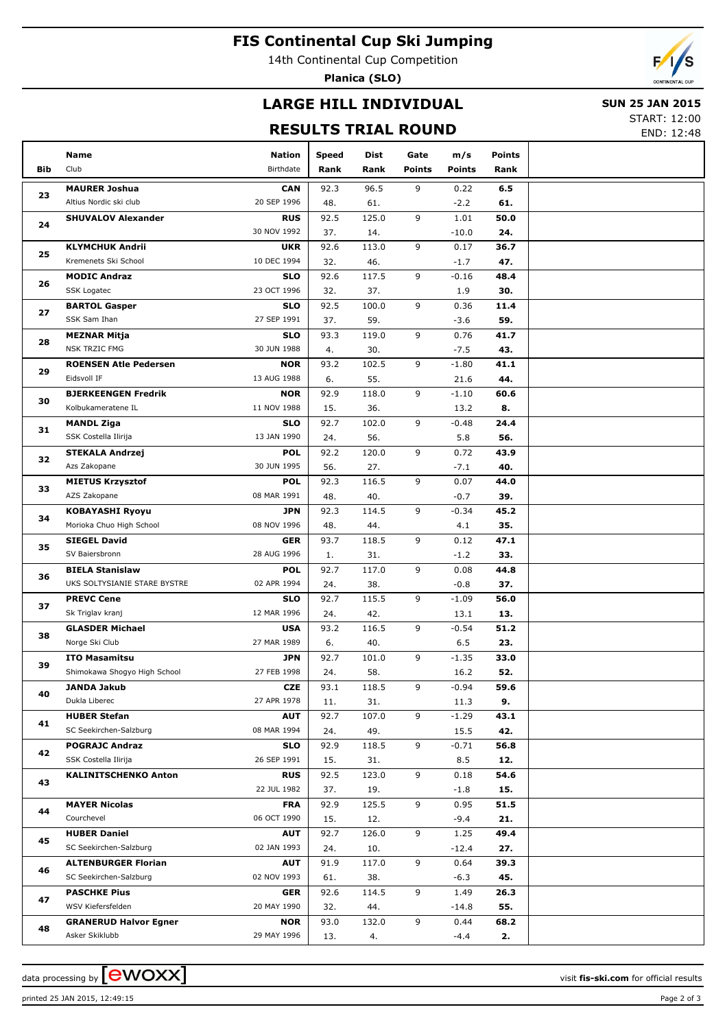# FIS Continental Cup Ski Jumping

14th Continental Cup Competition

**Planica (SLO)**

## LARGE HILL INDIVIDUAL

## RESULTS TRIAL ROUND

**SUN 25 JAN 2015**

START: 12:00

END: 12:48

| Bib | Name / Club | Nation / Birthdate | Speed / Rank | Dist / Rank | Gate / Points | m/s / Points | Points / Rank |
|---|---|---|---|---|---|---|---|
| 23 | **MAURER Joshua** | **CAN** | 92.3 | 96.5 | 9 | 0.22 | **6.5** |
| | Altius Nordic ski club | 20 SEP 1996 | 48. | 61. | | -2.2 | **61.** |
| 24 | **SHUVALOV Alexander** | **RUS** | 92.5 | 125.0 | 9 | 1.01 | **50.0** |
| | | 30 NOV 1992 | 37. | 14. | | -10.0 | **24.** |
| 25 | **KLYMCHUK Andrii** | **UKR** | 92.6 | 113.0 | 9 | 0.17 | **36.7** |
| | Kremenets Ski School | 10 DEC 1994 | 32. | 46. | | -1.7 | **47.** |
| 26 | **MODIC Andraz** | **SLO** | 92.6 | 117.5 | 9 | -0.16 | **48.4** |
| | SSK Logatec | 23 OCT 1996 | 32. | 37. | | 1.9 | **30.** |
| 27 | **BARTOL Gasper** | **SLO** | 92.5 | 100.0 | 9 | 0.36 | **11.4** |
| | SSK Sam Ihan | 27 SEP 1991 | 37. | 59. | | -3.6 | **59.** |
| 28 | **MEZNAR Mitja** | **SLO** | 93.3 | 119.0 | 9 | 0.76 | **41.7** |
| | NSK TRZIC FMG | 30 JUN 1988 | 4. | 30. | | -7.5 | **43.** |
| 29 | **ROENSEN Atle Pedersen** | **NOR** | 93.2 | 102.5 | 9 | -1.80 | **41.1** |
| | Eidsvoll IF | 13 AUG 1988 | 6. | 55. | | 21.6 | **44.** |
| 30 | **BJERKEENGEN Fredrik** | **NOR** | 92.9 | 118.0 | 9 | -1.10 | **60.6** |
| | Kolbukameratene IL | 11 NOV 1988 | 15. | 36. | | 13.2 | **8.** |
| 31 | **MANDL Ziga** | **SLO** | 92.7 | 102.0 | 9 | -0.48 | **24.4** |
| | SSK Costella Ilirija | 13 JAN 1990 | 24. | 56. | | 5.8 | **56.** |
| 32 | **STEKALA Andrzej** | **POL** | 92.2 | 120.0 | 9 | 0.72 | **43.9** |
| | Azs Zakopane | 30 JUN 1995 | 56. | 27. | | -7.1 | **40.** |
| 33 | **MIETUS Krzysztof** | **POL** | 92.3 | 116.5 | 9 | 0.07 | **44.0** |
| | AZS Zakopane | 08 MAR 1991 | 48. | 40. | | -0.7 | **39.** |
| 34 | **KOBAYASHI Ryoyu** | **JPN** | 92.3 | 114.5 | 9 | -0.34 | **45.2** |
| | Morioka Chuo High School | 08 NOV 1996 | 48. | 44. | | 4.1 | **35.** |
| 35 | **SIEGEL David** | **GER** | 93.7 | 118.5 | 9 | 0.12 | **47.1** |
| | SV Baiersbronn | 28 AUG 1996 | 1. | 31. | | -1.2 | **33.** |
| 36 | **BIELA Stanislaw** | **POL** | 92.7 | 117.0 | 9 | 0.08 | **44.8** |
| | UKS SOLTYSIANIE STARE BYSTRE | 02 APR 1994 | 24. | 38. | | -0.8 | **37.** |
| 37 | **PREVC Cene** | **SLO** | 92.7 | 115.5 | 9 | -1.09 | **56.0** |
| | Sk Triglav kranj | 12 MAR 1996 | 24. | 42. | | 13.1 | **13.** |
| 38 | **GLASDER Michael** | **USA** | 93.2 | 116.5 | 9 | -0.54 | **51.2** |
| | Norge Ski Club | 27 MAR 1989 | 6. | 40. | | 6.5 | **23.** |
| 39 | **ITO Masamitsu** | **JPN** | 92.7 | 101.0 | 9 | -1.35 | **33.0** |
| | Shimokawa Shogyo High School | 27 FEB 1998 | 24. | 58. | | 16.2 | **52.** |
| 40 | **JANDA Jakub** | **CZE** | 93.1 | 118.5 | 9 | -0.94 | **59.6** |
| | Dukla Liberec | 27 APR 1978 | 11. | 31. | | 11.3 | **9.** |
| 41 | **HUBER Stefan** | **AUT** | 92.7 | 107.0 | 9 | -1.29 | **43.1** |
| | SC Seekirchen-Salzburg | 08 MAR 1994 | 24. | 49. | | 15.5 | **42.** |
| 42 | **POGRAJC Andraz** | **SLO** | 92.9 | 118.5 | 9 | -0.71 | **56.8** |
| | SSK Costella Ilirija | 26 SEP 1991 | 15. | 31. | | 8.5 | **12.** |
| 43 | **KALINITSCHENKO Anton** | **RUS** | 92.5 | 123.0 | 9 | 0.18 | **54.6** |
| | | 22 JUL 1982 | 37. | 19. | | -1.8 | **15.** |
| 44 | **MAYER Nicolas** | **FRA** | 92.9 | 125.5 | 9 | 0.95 | **51.5** |
| | Courchevel | 06 OCT 1990 | 15. | 12. | | -9.4 | **21.** |
| 45 | **HUBER Daniel** | **AUT** | 92.7 | 126.0 | 9 | 1.25 | **49.4** |
| | SC Seekirchen-Salzburg | 02 JAN 1993 | 24. | 10. | | -12.4 | **27.** |
| 46 | **ALTENBURGER Florian** | **AUT** | 91.9 | 117.0 | 9 | 0.64 | **39.3** |
| | SC Seekirchen-Salzburg | 02 NOV 1993 | 61. | 38. | | -6.3 | **45.** |
| 47 | **PASCHKE Pius** | **GER** | 92.6 | 114.5 | 9 | 1.49 | **26.3** |
| | WSV Kiefersfelden | 20 MAY 1990 | 32. | 44. | | -14.8 | **55.** |
| 48 | **GRANERUD Halvor Egner** | **NOR** | 93.0 | 132.0 | 9 | 0.44 | **68.2** |
| | Asker Skiklubb | 29 MAY 1996 | 13. | 4. | | -4.4 | **2.** |

data processing by ewoxx — visit **fis-ski.com** for official results

printed 25 JAN 2015, 12:49:15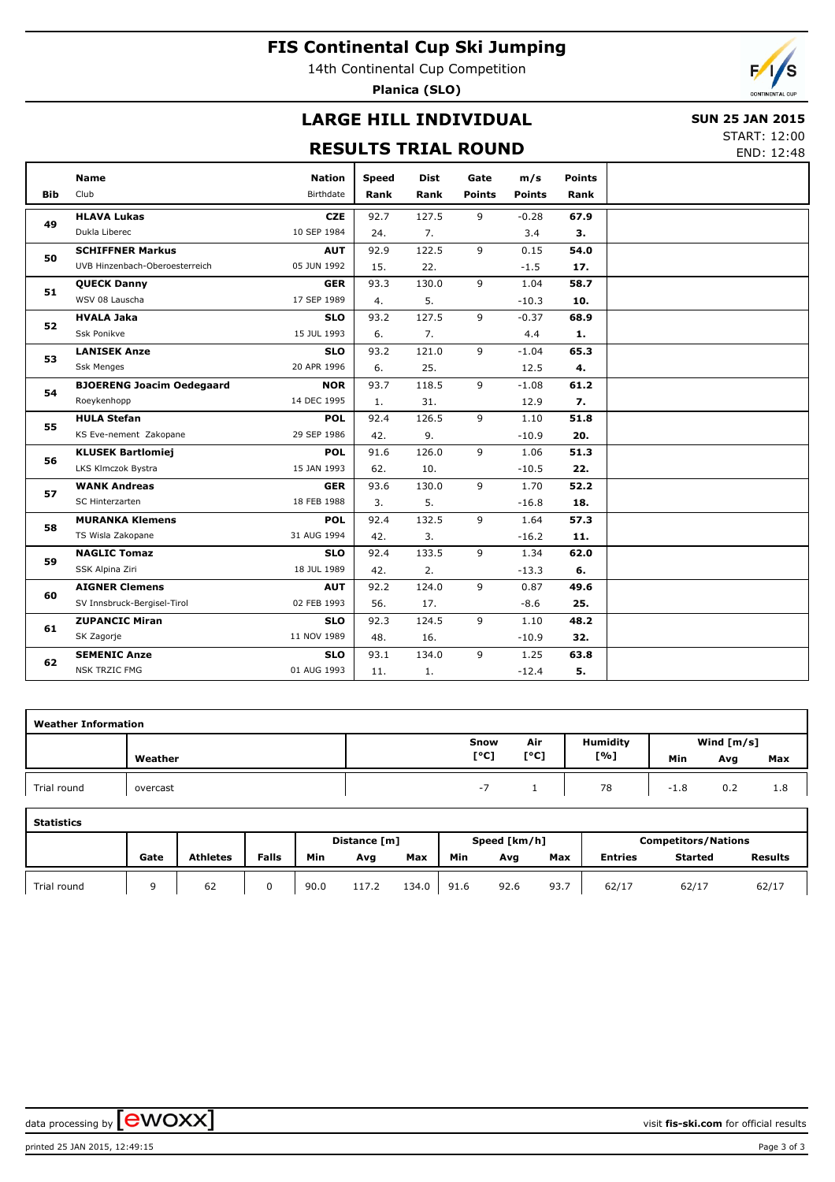# FIS Continental Cup Ski Jumping

14th Continental Cup Competition

**Planica (SLO)**

## LARGE HILL INDIVIDUAL

## RESULTS TRIAL ROUND

**SUN 25 JAN 2015**

START: 12:00

END: 12:48

| Bib | Name / Club | Nation / Birthdate | Speed / Rank | Dist / Rank | Gate / Points | m/s / Points | Points / Rank |
|---|---|---|---|---|---|---|---|
| 49 | **HLAVA Lukas** | **CZE** | 92.7 | 127.5 | 9 | -0.28 | **67.9** |
| | Dukla Liberec | 10 SEP 1984 | 24. | 7. | | 3.4 | **3.** |
| 50 | **SCHIFFNER Markus** | **AUT** | 92.9 | 122.5 | 9 | 0.15 | **54.0** |
| | UVB Hinzenbach-Oberoesterreich | 05 JUN 1992 | 15. | 22. | | -1.5 | **17.** |
| 51 | **QUECK Danny** | **GER** | 93.3 | 130.0 | 9 | 1.04 | **58.7** |
| | WSV 08 Lauscha | 17 SEP 1989 | 4. | 5. | | -10.3 | **10.** |
| 52 | **HVALA Jaka** | **SLO** | 93.2 | 127.5 | 9 | -0.37 | **68.9** |
| | Ssk Ponikve | 15 JUL 1993 | 6. | 7. | | 4.4 | **1.** |
| 53 | **LANISEK Anze** | **SLO** | 93.2 | 121.0 | 9 | -1.04 | **65.3** |
| | Ssk Menges | 20 APR 1996 | 6. | 25. | | 12.5 | **4.** |
| 54 | **BJOERENG Joacim Oedegaard** | **NOR** | 93.7 | 118.5 | 9 | -1.08 | **61.2** |
| | Roeykenhopp | 14 DEC 1995 | 1. | 31. | | 12.9 | **7.** |
| 55 | **HULA Stefan** | **POL** | 92.4 | 126.5 | 9 | 1.10 | **51.8** |
| | KS Eve-nement Zakopane | 29 SEP 1986 | 42. | 9. | | -10.9 | **20.** |
| 56 | **KLUSEK Bartlomiej** | **POL** | 91.6 | 126.0 | 9 | 1.06 | **51.3** |
| | LKS Klmczok Bystra | 15 JAN 1993 | 62. | 10. | | -10.5 | **22.** |
| 57 | **WANK Andreas** | **GER** | 93.6 | 130.0 | 9 | 1.70 | **52.2** |
| | SC Hinterzarten | 18 FEB 1988 | 3. | 5. | | -16.8 | **18.** |
| 58 | **MURANKA Klemens** | **POL** | 92.4 | 132.5 | 9 | 1.64 | **57.3** |
| | TS Wisla Zakopane | 31 AUG 1994 | 42. | 3. | | -16.2 | **11.** |
| 59 | **NAGLIC Tomaz** | **SLO** | 92.4 | 133.5 | 9 | 1.34 | **62.0** |
| | SSK Alpina Ziri | 18 JUL 1989 | 42. | 2. | | -13.3 | **6.** |
| 60 | **AIGNER Clemens** | **AUT** | 92.2 | 124.0 | 9 | 0.87 | **49.6** |
| | SV Innsbruck-Bergisel-Tirol | 02 FEB 1993 | 56. | 17. | | -8.6 | **25.** |
| 61 | **ZUPANCIC Miran** | **SLO** | 92.3 | 124.5 | 9 | 1.10 | **48.2** |
| | SK Zagorje | 11 NOV 1989 | 48. | 16. | | -10.9 | **32.** |
| 62 | **SEMENIC Anze** | **SLO** | 93.1 | 134.0 | 9 | 1.25 | **63.8** |
| | NSK TRZIC FMG | 01 AUG 1993 | 11. | 1. | | -12.4 | **5.** |

**Weather Information**

| | Weather | Snow [°C] | Air [°C] | Humidity [%] | Wind [m/s] Min | Avg | Max |
|---|---|---|---|---|---|---|---|
| Trial round | overcast | -7 | 1 | 78 | -1.8 | 0.2 | 1.8 |

**Statistics**

| | Gate | Athletes | Falls | Distance [m] Min | Avg | Max | Speed [km/h] Min | Avg | Max | Competitors/Nations Entries | Started | Results |
|---|---|---|---|---|---|---|---|---|---|---|---|---|
| Trial round | 9 | 62 | 0 | 90.0 | 117.2 | 134.0 | 91.6 | 92.6 | 93.7 | 62/17 | 62/17 | 62/17 |

data processing by ewoxx

visit fis-ski.com for official results

printed 25 JAN 2015, 12:49:15